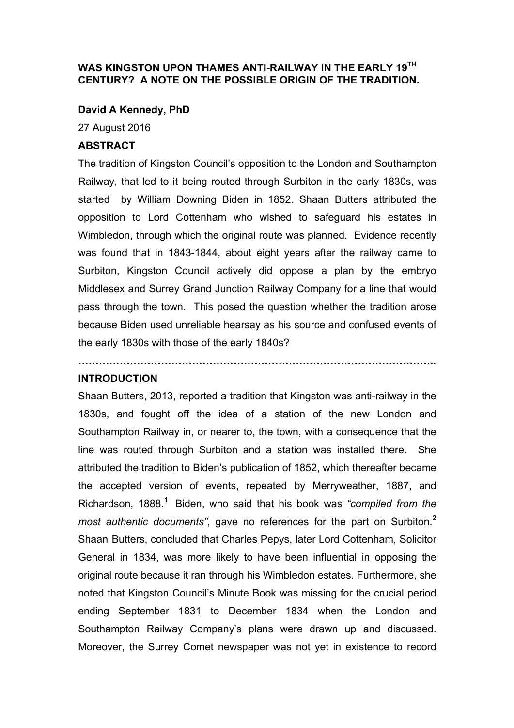# WAS KINGSTON UPON THAMES ANTI-RAILWAY IN THE EARLY 19$^{TH}$ CENTURY? A NOTE ON THE POSSIBLE ORIGIN OF THE TRADITION.

**David A Kennedy, PhD**

27 August 2016

## ABSTRACT

The tradition of Kingston Council's opposition to the London and Southampton Railway, that led to it being routed through Surbiton in the early 1830s, was started by William Downing Biden in 1852. Shaan Butters attributed the opposition to Lord Cottenham who wished to safeguard his estates in Wimbledon, through which the original route was planned. Evidence recently was found that in 1843-1844, about eight years after the railway came to Surbiton, Kingston Council actively did oppose a plan by the embryo Middlesex and Surrey Grand Junction Railway Company for a line that would pass through the town. This posed the question whether the tradition arose because Biden used unreliable hearsay as his source and confused events of the early 1830s with those of the early 1840s?

…………………………………………………………………………………………..

## INTRODUCTION

Shaan Butters, 2013, reported a tradition that Kingston was anti-railway in the 1830s, and fought off the idea of a station of the new London and Southampton Railway in, or nearer to, the town, with a consequence that the line was routed through Surbiton and a station was installed there. She attributed the tradition to Biden's publication of 1852, which thereafter became the accepted version of events, repeated by Merryweather, 1887, and Richardson, 1888.[1] Biden, who said that his book was *"compiled from the most authentic documents"*, gave no references for the part on Surbiton.[2] Shaan Butters, concluded that Charles Pepys, later Lord Cottenham, Solicitor General in 1834, was more likely to have been influential in opposing the original route because it ran through his Wimbledon estates. Furthermore, she noted that Kingston Council's Minute Book was missing for the crucial period ending September 1831 to December 1834 when the London and Southampton Railway Company's plans were drawn up and discussed. Moreover, the Surrey Comet newspaper was not yet in existence to record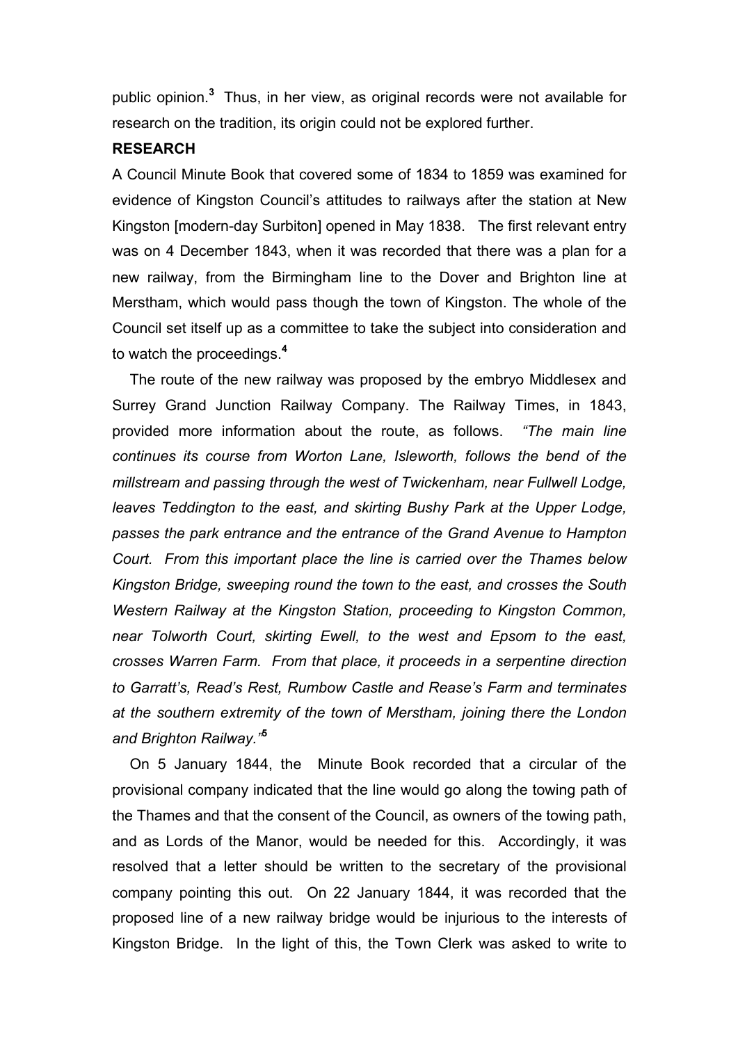public opinion.[3] Thus, in her view, as original records were not available for research on the tradition, its origin could not be explored further.

**RESEARCH**

A Council Minute Book that covered some of 1834 to 1859 was examined for evidence of Kingston Council's attitudes to railways after the station at New Kingston [modern-day Surbiton] opened in May 1838. The first relevant entry was on 4 December 1843, when it was recorded that there was a plan for a new railway, from the Birmingham line to the Dover and Brighton line at Merstham, which would pass though the town of Kingston. The whole of the Council set itself up as a committee to take the subject into consideration and to watch the proceedings.[4]

The route of the new railway was proposed by the embryo Middlesex and Surrey Grand Junction Railway Company. The Railway Times, in 1843, provided more information about the route, as follows. *"The main line continues its course from Worton Lane, Isleworth, follows the bend of the millstream and passing through the west of Twickenham, near Fullwell Lodge, leaves Teddington to the east, and skirting Bushy Park at the Upper Lodge, passes the park entrance and the entrance of the Grand Avenue to Hampton Court. From this important place the line is carried over the Thames below Kingston Bridge, sweeping round the town to the east, and crosses the South Western Railway at the Kingston Station, proceeding to Kingston Common, near Tolworth Court, skirting Ewell, to the west and Epsom to the east, crosses Warren Farm. From that place, it proceeds in a serpentine direction to Garratt's, Read's Rest, Rumbow Castle and Rease's Farm and terminates at the southern extremity of the town of Merstham, joining there the London and Brighton Railway."*[5]

On 5 January 1844, the Minute Book recorded that a circular of the provisional company indicated that the line would go along the towing path of the Thames and that the consent of the Council, as owners of the towing path, and as Lords of the Manor, would be needed for this. Accordingly, it was resolved that a letter should be written to the secretary of the provisional company pointing this out. On 22 January 1844, it was recorded that the proposed line of a new railway bridge would be injurious to the interests of Kingston Bridge. In the light of this, the Town Clerk was asked to write to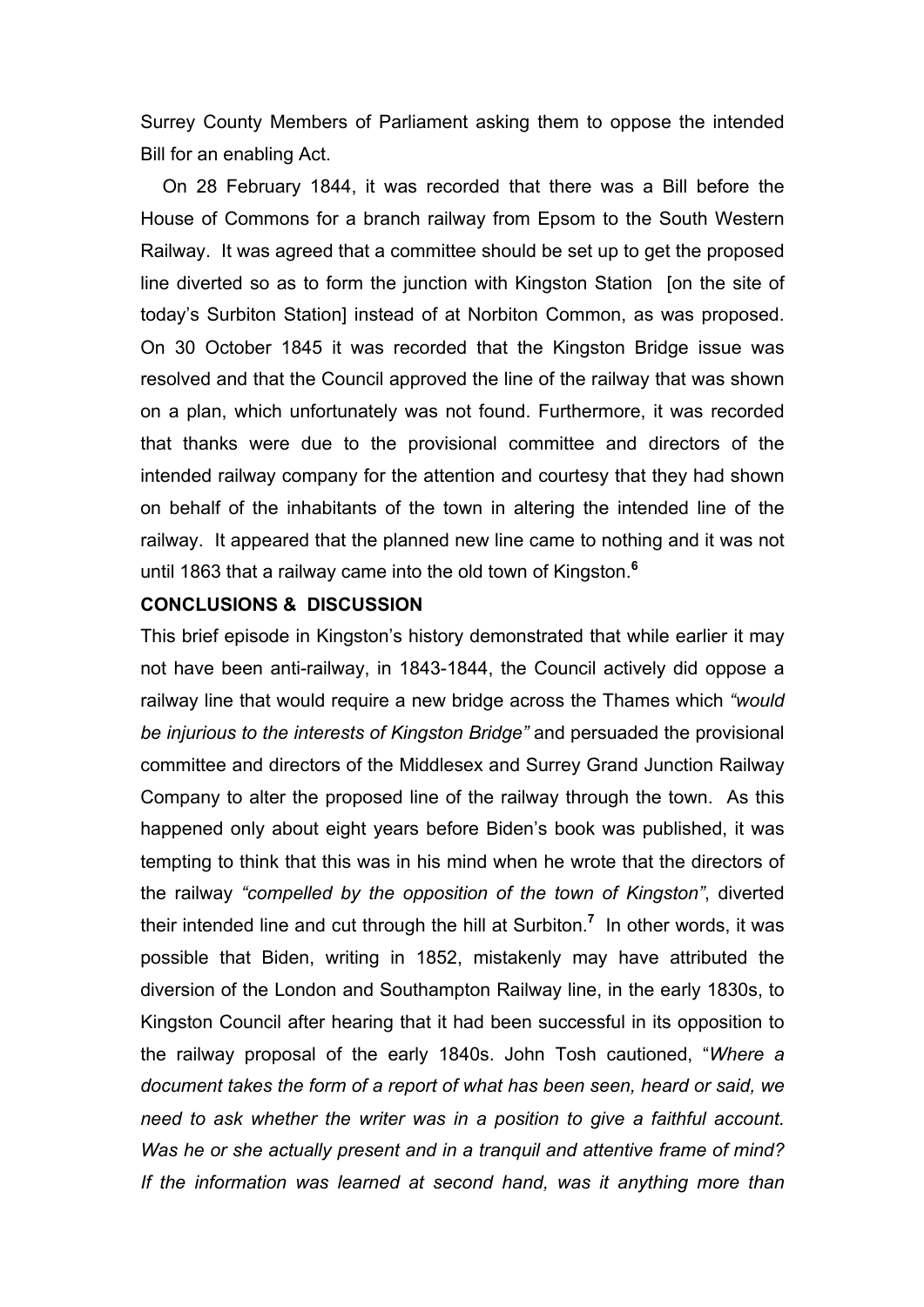Surrey County Members of Parliament asking them to oppose the intended Bill for an enabling Act.

On 28 February 1844, it was recorded that there was a Bill before the House of Commons for a branch railway from Epsom to the South Western Railway. It was agreed that a committee should be set up to get the proposed line diverted so as to form the junction with Kingston Station [on the site of today's Surbiton Station] instead of at Norbiton Common, as was proposed. On 30 October 1845 it was recorded that the Kingston Bridge issue was resolved and that the Council approved the line of the railway that was shown on a plan, which unfortunately was not found. Furthermore, it was recorded that thanks were due to the provisional committee and directors of the intended railway company for the attention and courtesy that they had shown on behalf of the inhabitants of the town in altering the intended line of the railway. It appeared that the planned new line came to nothing and it was not until 1863 that a railway came into the old town of Kingston.[6]

**CONCLUSIONS & DISCUSSION**

This brief episode in Kingston's history demonstrated that while earlier it may not have been anti-railway, in 1843-1844, the Council actively did oppose a railway line that would require a new bridge across the Thames which *"would be injurious to the interests of Kingston Bridge"* and persuaded the provisional committee and directors of the Middlesex and Surrey Grand Junction Railway Company to alter the proposed line of the railway through the town. As this happened only about eight years before Biden's book was published, it was tempting to think that this was in his mind when he wrote that the directors of the railway *"compelled by the opposition of the town of Kingston"*, diverted their intended line and cut through the hill at Surbiton.[7] In other words, it was possible that Biden, writing in 1852, mistakenly may have attributed the diversion of the London and Southampton Railway line, in the early 1830s, to Kingston Council after hearing that it had been successful in its opposition to the railway proposal of the early 1840s. John Tosh cautioned, "*Where a document takes the form of a report of what has been seen, heard or said, we need to ask whether the writer was in a position to give a faithful account. Was he or she actually present and in a tranquil and attentive frame of mind? If the information was learned at second hand, was it anything more than*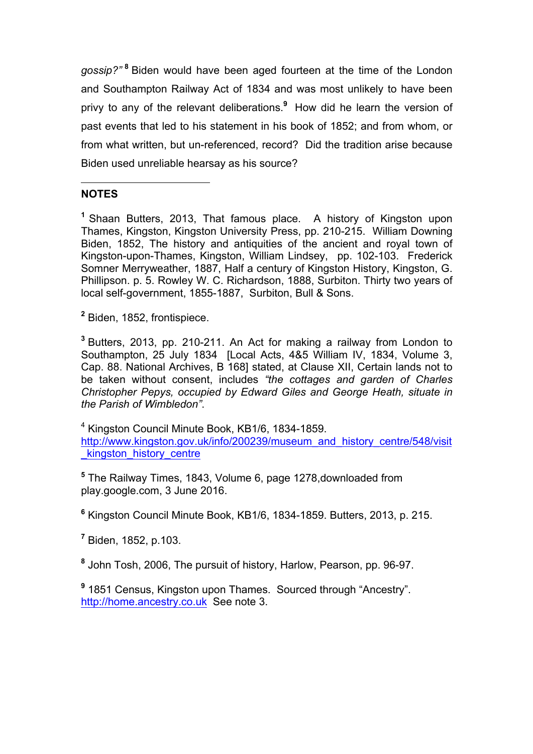*gossip?"*[8] Biden would have been aged fourteen at the time of the London and Southampton Railway Act of 1834 and was most unlikely to have been privy to any of the relevant deliberations.[9] How did he learn the version of past events that led to his statement in his book of 1852; and from whom, or from what written, but un-referenced, record? Did the tradition arise because Biden used unreliable hearsay as his source?

## NOTES

[1] Shaan Butters, 2013, That famous place. A history of Kingston upon Thames, Kingston, Kingston University Press, pp. 210-215. William Downing Biden, 1852, The history and antiquities of the ancient and royal town of Kingston-upon-Thames, Kingston, William Lindsey, pp. 102-103. Frederick Somner Merryweather, 1887, Half a century of Kingston History, Kingston, G. Phillipson. p. 5. Rowley W. C. Richardson, 1888, Surbiton. Thirty two years of local self-government, 1855-1887, Surbiton, Bull & Sons.

[2] Biden, 1852, frontispiece.

[3] Butters, 2013, pp. 210-211. An Act for making a railway from London to Southampton, 25 July 1834 [Local Acts, 4&5 William IV, 1834, Volume 3, Cap. 88. National Archives, B 168] stated, at Clause XII, Certain lands not to be taken without consent, includes *"the cottages and garden of Charles Christopher Pepys, occupied by Edward Giles and George Heath, situate in the Parish of Wimbledon"*.

[4] Kingston Council Minute Book, KB1/6, 1834-1859. http://www.kingston.gov.uk/info/200239/museum_and_history_centre/548/visit_kingston_history_centre

[5] The Railway Times, 1843, Volume 6, page 1278,downloaded from play.google.com, 3 June 2016.

[6] Kingston Council Minute Book, KB1/6, 1834-1859. Butters, 2013, p. 215.

[7] Biden, 1852, p.103.

[8] John Tosh, 2006, The pursuit of history, Harlow, Pearson, pp. 96-97.

[9] 1851 Census, Kingston upon Thames. Sourced through "Ancestry". http://home.ancestry.co.uk See note 3.